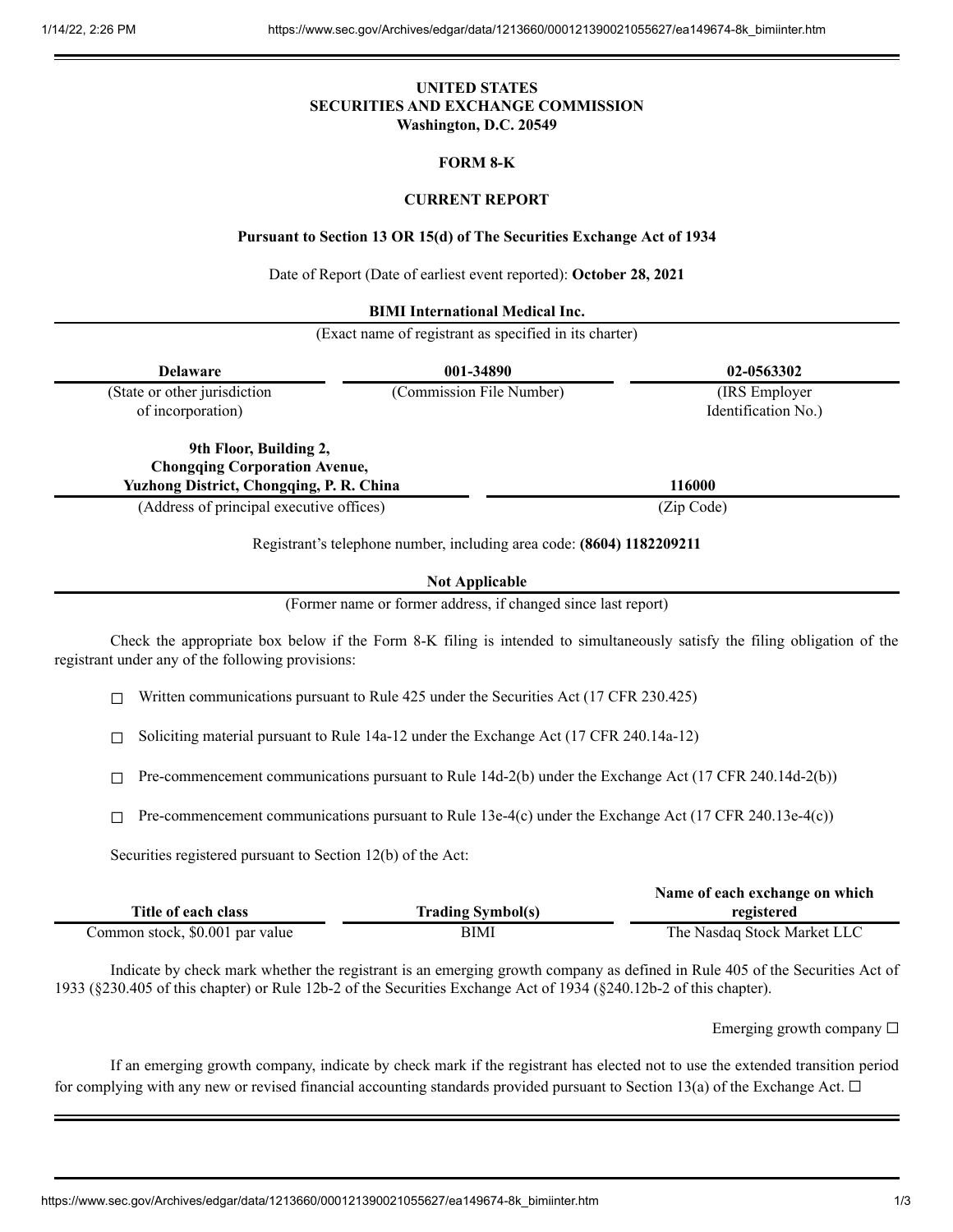# UNITED STATES
# SECURITIES AND EXCHANGE COMMISSION
**Washington, D.C. 20549**

## FORM 8-K

## CURRENT REPORT

**Pursuant to Section 13 OR 15(d) of The Securities Exchange Act of 1934**

Date of Report (Date of earliest event reported): **October 28, 2021**

**BIMI International Medical Inc.**

(Exact name of registrant as specified in its charter)

| **Delaware** | **001-34890** | **02-0563302** |
|---|---|---|
| (State or other jurisdiction of incorporation) | (Commission File Number) | (IRS Employer Identification No.) |

| **9th Floor, Building 2, Chongqing Corporation Avenue, Yuzhong District, Chongqing, P. R. China** | **116000** |
|---|---|
| (Address of principal executive offices) | (Zip Code) |

Registrant's telephone number, including area code: **(8604) 1182209211**

**Not Applicable**

(Former name or former address, if changed since last report)

Check the appropriate box below if the Form 8-K filing is intended to simultaneously satisfy the filing obligation of the registrant under any of the following provisions:

☐ Written communications pursuant to Rule 425 under the Securities Act (17 CFR 230.425)

☐ Soliciting material pursuant to Rule 14a-12 under the Exchange Act (17 CFR 240.14a-12)

☐ Pre-commencement communications pursuant to Rule 14d-2(b) under the Exchange Act (17 CFR 240.14d-2(b))

☐ Pre-commencement communications pursuant to Rule 13e-4(c) under the Exchange Act (17 CFR 240.13e-4(c))

Securities registered pursuant to Section 12(b) of the Act:

| Title of each class | Trading Symbol(s) | Name of each exchange on which registered |
|---|---|---|
| Common stock, $0.001 par value | BIMI | The Nasdaq Stock Market LLC |

Indicate by check mark whether the registrant is an emerging growth company as defined in Rule 405 of the Securities Act of 1933 (§230.405 of this chapter) or Rule 12b-2 of the Securities Exchange Act of 1934 (§240.12b-2 of this chapter).

Emerging growth company ☐

If an emerging growth company, indicate by check mark if the registrant has elected not to use the extended transition period for complying with any new or revised financial accounting standards provided pursuant to Section 13(a) of the Exchange Act. ☐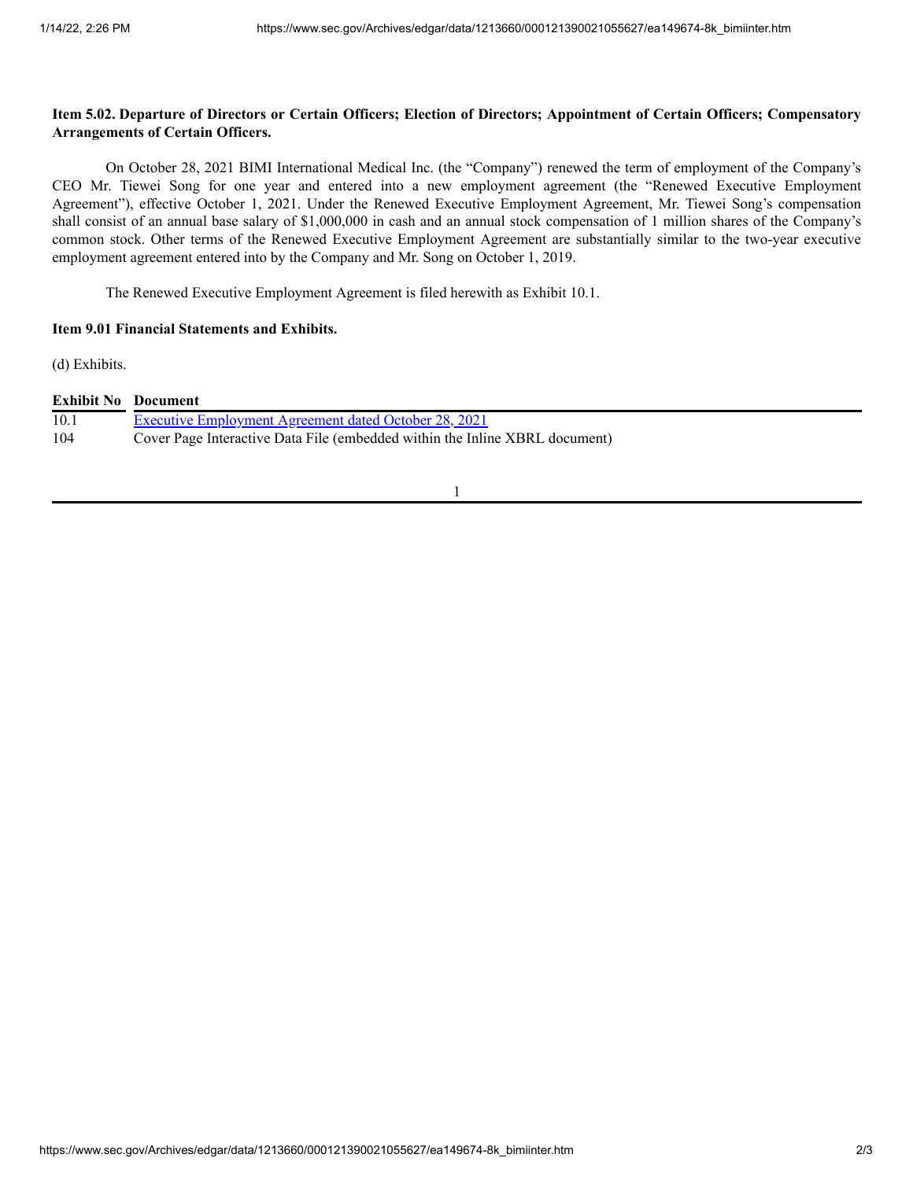**Item 5.02. Departure of Directors or Certain Officers; Election of Directors; Appointment of Certain Officers; Compensatory Arrangements of Certain Officers.**

On October 28, 2021 BIMI International Medical Inc. (the "Company") renewed the term of employment of the Company's CEO Mr. Tiewei Song for one year and entered into a new employment agreement (the "Renewed Executive Employment Agreement"), effective October 1, 2021. Under the Renewed Executive Employment Agreement, Mr. Tiewei Song's compensation shall consist of an annual base salary of $1,000,000 in cash and an annual stock compensation of 1 million shares of the Company's common stock. Other terms of the Renewed Executive Employment Agreement are substantially similar to the two-year executive employment agreement entered into by the Company and Mr. Song on October 1, 2019.

The Renewed Executive Employment Agreement is filed herewith as Exhibit 10.1.

**Item 9.01 Financial Statements and Exhibits.**

(d) Exhibits.

| Exhibit No | Document |
|---|---|
| 10.1 | Executive Employment Agreement dated October 28, 2021 |
| 104 | Cover Page Interactive Data File (embedded within the Inline XBRL document) |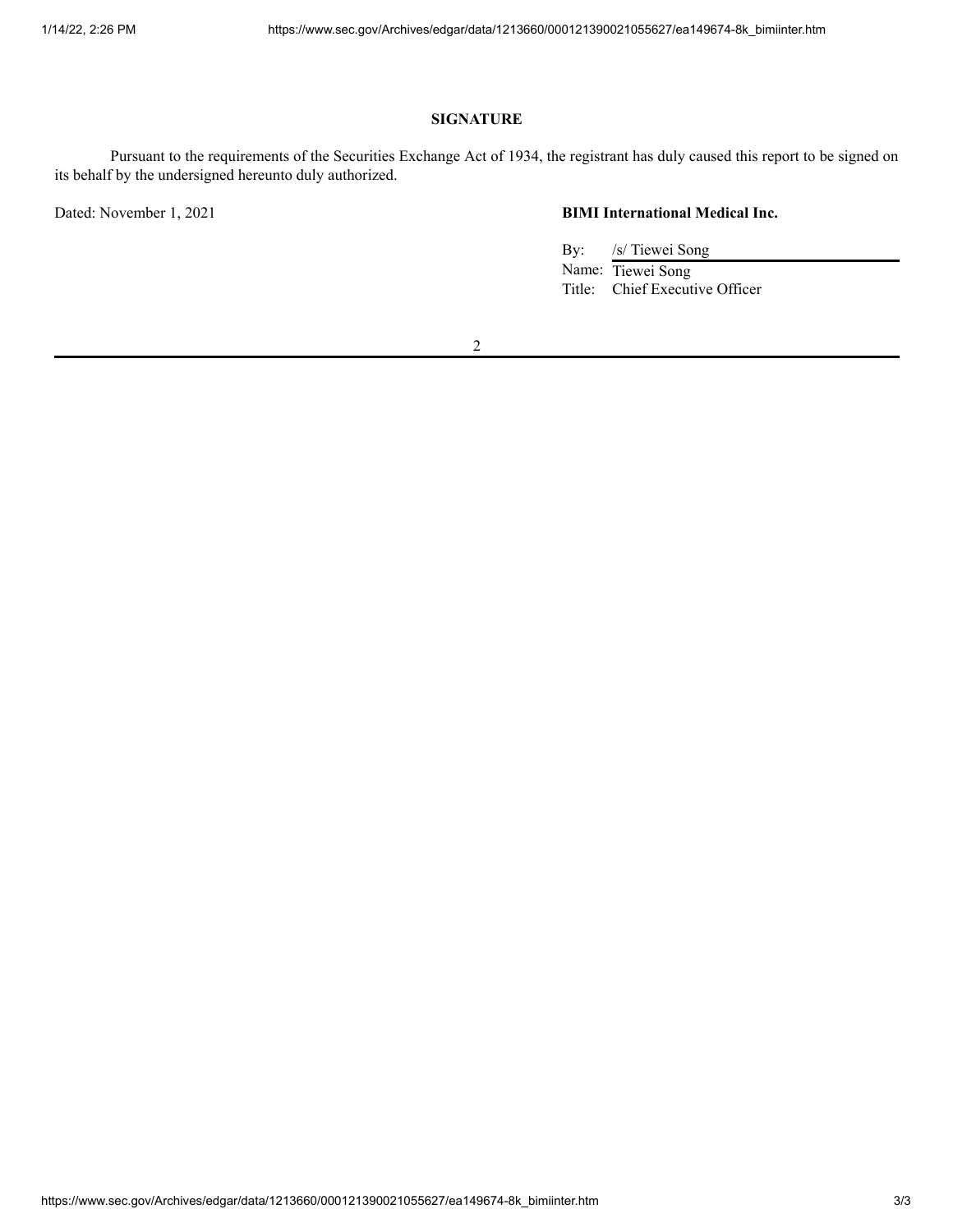**SIGNATURE**

Pursuant to the requirements of the Securities Exchange Act of 1934, the registrant has duly caused this report to be signed on its behalf by the undersigned hereunto duly authorized.

Dated: November 1, 2021

**BIMI International Medical Inc.**

By: /s/ Tiewei Song
Name: Tiewei Song
Title: Chief Executive Officer